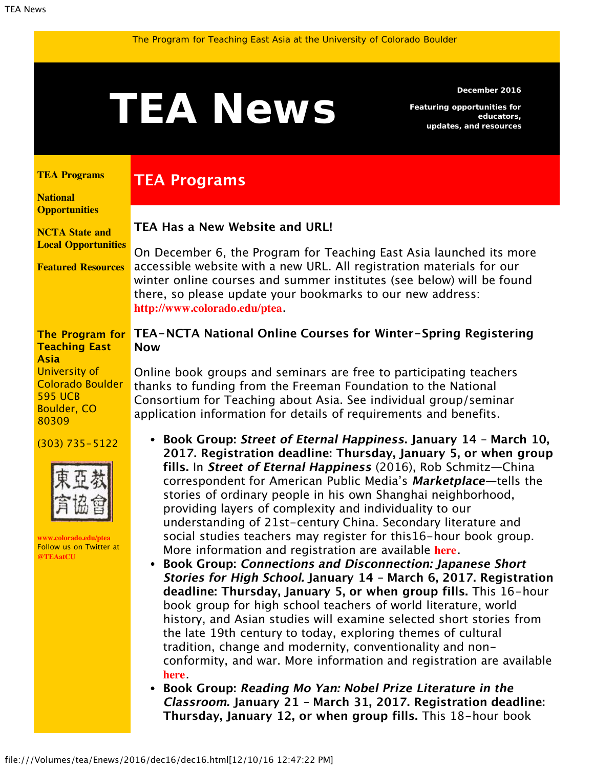The Program for Teaching East Asia at the University of Colorado Boulder

# TEA News

**December 2016**

**Featuring opportunities for educators, updates, and resources**

**TEA Programs**

**National Opportunities**

**NCTA State and Local Opportunities**

**Featured Resources**

**The Program for Teaching East Asia**
University of Colorado Boulder
595 UCB
Boulder, CO
80309

(303) 735-5122

東亞教育協會

www.colorado.edu/ptea
Follow us on Twitter at @TEAatCU

## TEA Programs

### TEA Has a New Website and URL!

On December 6, the Program for Teaching East Asia launched its more accessible website with a new URL. All registration materials for our winter online courses and summer institutes (see below) will be found there, so please update your bookmarks to our new address: **http://www.colorado.edu/ptea**.

### TEA-NCTA National Online Courses for Winter-Spring Registering Now

Online book groups and seminars are free to participating teachers thanks to funding from the Freeman Foundation to the National Consortium for Teaching about Asia. See individual group/seminar application information for details of requirements and benefits.

- **Book Group: *Street of Eternal Happiness*. January 14 – March 10, 2017. Registration deadline: Thursday, January 5, or when group fills.** In ***Street of Eternal Happiness*** (2016), Rob Schmitz—China correspondent for American Public Media's ***Marketplace***—tells the stories of ordinary people in his own Shanghai neighborhood, providing layers of complexity and individuality to our understanding of 21st-century China. Secondary literature and social studies teachers may register for this16-hour book group. More information and registration are available **here**.
- **Book Group: *Connections and Disconnection: Japanese Short Stories for High School.* January 14 – March 6, 2017. Registration deadline: Thursday, January 5, or when group fills.** This 16-hour book group for high school teachers of world literature, world history, and Asian studies will examine selected short stories from the late 19th century to today, exploring themes of cultural tradition, change and modernity, conventionality and non-conformity, and war. More information and registration are available **here**.
- **Book Group: *Reading Mo Yan: Nobel Prize Literature in the Classroom.* January 21 – March 31, 2017. Registration deadline: Thursday, January 12, or when group fills.** This 18-hour book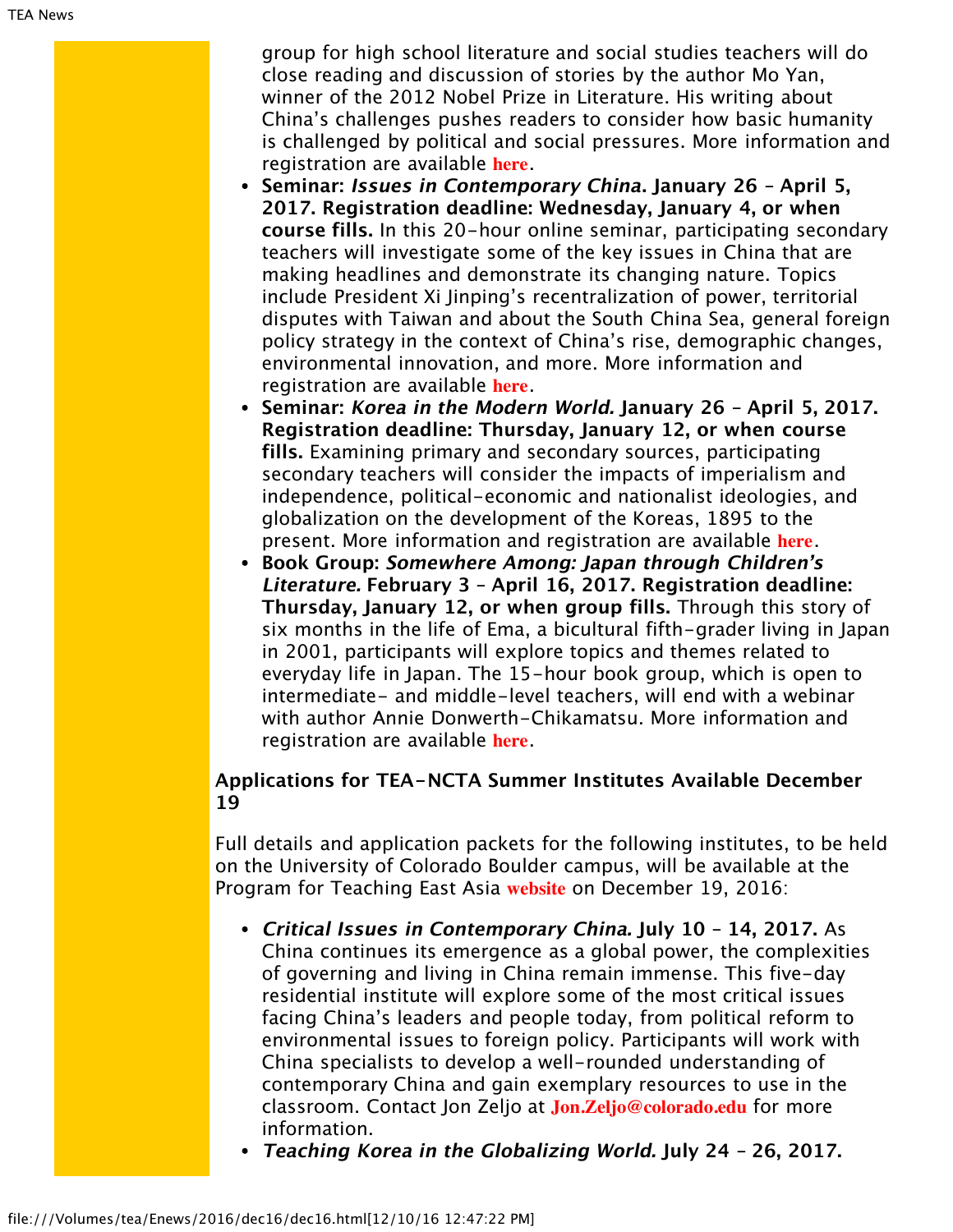group for high school literature and social studies teachers will do close reading and discussion of stories by the author Mo Yan, winner of the 2012 Nobel Prize in Literature. His writing about China's challenges pushes readers to consider how basic humanity is challenged by political and social pressures. More information and registration are available **here**.

- **Seminar: *Issues in Contemporary China*. January 26 – April 5, 2017. Registration deadline: Wednesday, January 4, or when course fills.** In this 20-hour online seminar, participating secondary teachers will investigate some of the key issues in China that are making headlines and demonstrate its changing nature. Topics include President Xi Jinping's recentralization of power, territorial disputes with Taiwan and about the South China Sea, general foreign policy strategy in the context of China's rise, demographic changes, environmental innovation, and more. More information and registration are available **here**.
- **Seminar: *Korea in the Modern World.* January 26 – April 5, 2017. Registration deadline: Thursday, January 12, or when course fills.** Examining primary and secondary sources, participating secondary teachers will consider the impacts of imperialism and independence, political-economic and nationalist ideologies, and globalization on the development of the Koreas, 1895 to the present. More information and registration are available **here**.
- **Book Group: *Somewhere Among: Japan through Children's Literature.* February 3 – April 16, 2017. Registration deadline: Thursday, January 12, or when group fills.** Through this story of six months in the life of Ema, a bicultural fifth-grader living in Japan in 2001, participants will explore topics and themes related to everyday life in Japan. The 15-hour book group, which is open to intermediate- and middle-level teachers, will end with a webinar with author Annie Donwerth-Chikamatsu. More information and registration are available **here**.

### Applications for TEA-NCTA Summer Institutes Available December 19

Full details and application packets for the following institutes, to be held on the University of Colorado Boulder campus, will be available at the Program for Teaching East Asia **website** on December 19, 2016:

- ***Critical Issues in Contemporary China.* July 10 – 14, 2017.** As China continues its emergence as a global power, the complexities of governing and living in China remain immense. This five-day residential institute will explore some of the most critical issues facing China's leaders and people today, from political reform to environmental issues to foreign policy. Participants will work with China specialists to develop a well-rounded understanding of contemporary China and gain exemplary resources to use in the classroom. Contact Jon Zeljo at **Jon.Zeljo@colorado.edu** for more information.
- ***Teaching Korea in the Globalizing World.* July 24 – 26, 2017.**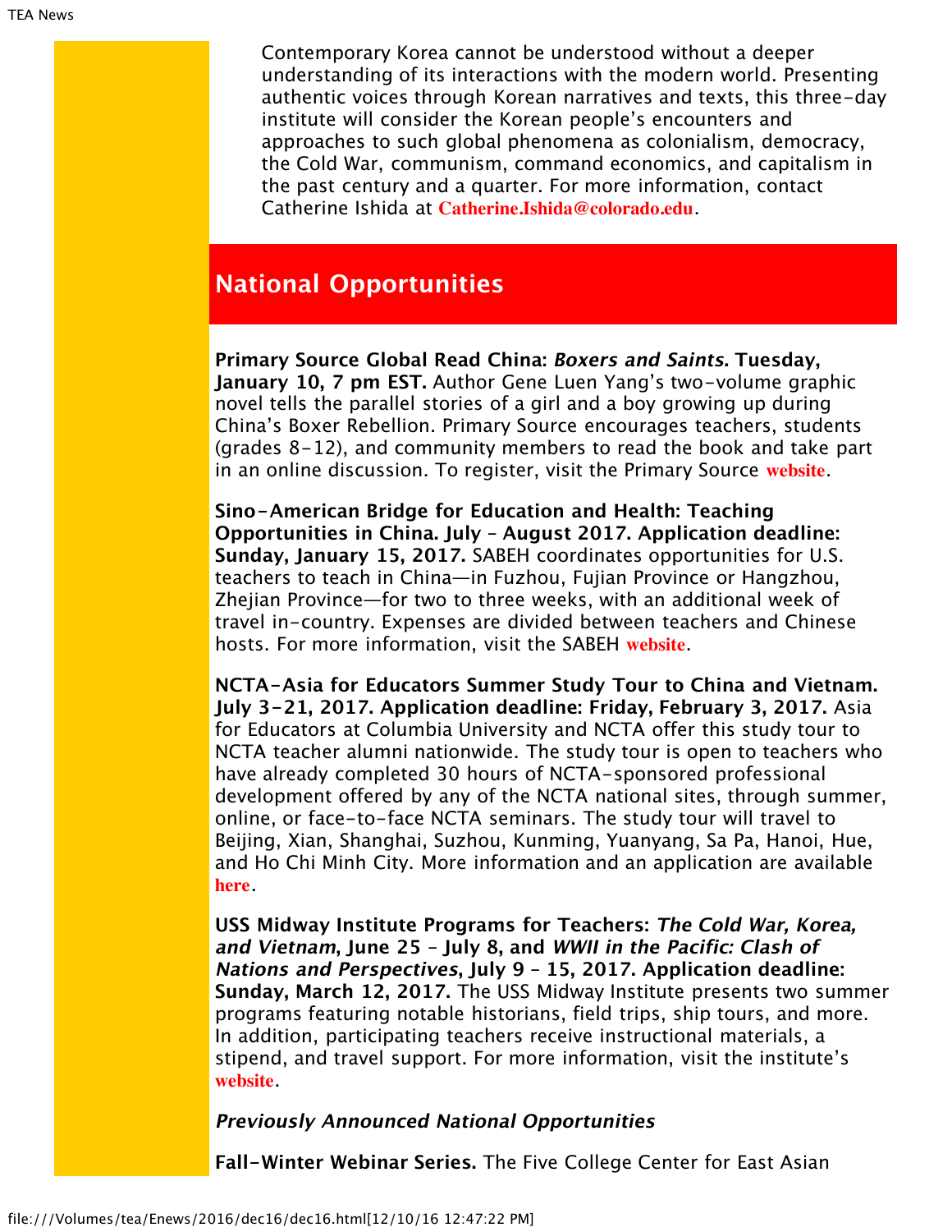Contemporary Korea cannot be understood without a deeper understanding of its interactions with the modern world. Presenting authentic voices through Korean narratives and texts, this three-day institute will consider the Korean people's encounters and approaches to such global phenomena as colonialism, democracy, the Cold War, communism, command economics, and capitalism in the past century and a quarter. For more information, contact Catherine Ishida at **Catherine.Ishida@colorado.edu**.

## National Opportunities

**Primary Source Global Read China: *Boxers and Saints*. Tuesday, January 10, 7 pm EST.** Author Gene Luen Yang's two-volume graphic novel tells the parallel stories of a girl and a boy growing up during China's Boxer Rebellion. Primary Source encourages teachers, students (grades 8-12), and community members to read the book and take part in an online discussion. To register, visit the Primary Source **website**.

**Sino-American Bridge for Education and Health: Teaching Opportunities in China. July - August 2017. Application deadline: Sunday, January 15, 2017.** SABEH coordinates opportunities for U.S. teachers to teach in China—in Fuzhou, Fujian Province or Hangzhou, Zhejian Province—for two to three weeks, with an additional week of travel in-country. Expenses are divided between teachers and Chinese hosts. For more information, visit the SABEH **website**.

**NCTA-Asia for Educators Summer Study Tour to China and Vietnam. July 3-21, 2017. Application deadline: Friday, February 3, 2017.** Asia for Educators at Columbia University and NCTA offer this study tour to NCTA teacher alumni nationwide. The study tour is open to teachers who have already completed 30 hours of NCTA-sponsored professional development offered by any of the NCTA national sites, through summer, online, or face-to-face NCTA seminars. The study tour will travel to Beijing, Xian, Shanghai, Suzhou, Kunming, Yuanyang, Sa Pa, Hanoi, Hue, and Ho Chi Minh City. More information and an application are available **here**.

**USS Midway Institute Programs for Teachers: *The Cold War, Korea, and Vietnam*, June 25 - July 8, and *WWII in the Pacific: Clash of Nations and Perspectives*, July 9 - 15, 2017. Application deadline: Sunday, March 12, 2017.** The USS Midway Institute presents two summer programs featuring notable historians, field trips, ship tours, and more. In addition, participating teachers receive instructional materials, a stipend, and travel support. For more information, visit the institute's **website**.

***Previously Announced National Opportunities***

**Fall-Winter Webinar Series.** The Five College Center for East Asian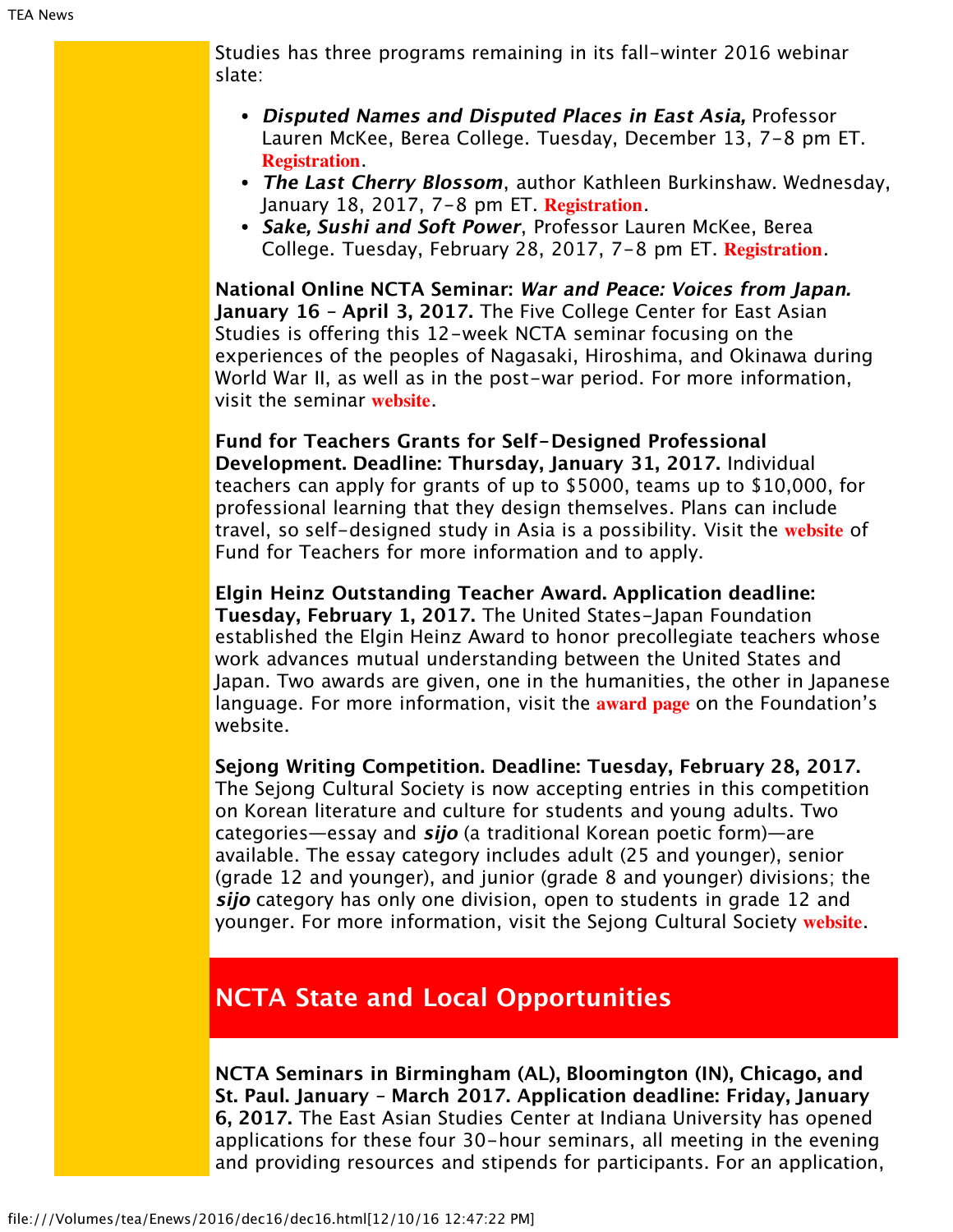Studies has three programs remaining in its fall-winter 2016 webinar slate:

- ***Disputed Names and Disputed Places in East Asia,*** Professor Lauren McKee, Berea College. Tuesday, December 13, 7-8 pm ET. **Registration**.
- ***The Last Cherry Blossom***, author Kathleen Burkinshaw. Wednesday, January 18, 2017, 7-8 pm ET. **Registration**.
- ***Sake, Sushi and Soft Power***, Professor Lauren McKee, Berea College. Tuesday, February 28, 2017, 7-8 pm ET. **Registration**.

**National Online NCTA Seminar: *War and Peace: Voices from Japan.* January 16 - April 3, 2017.** The Five College Center for East Asian Studies is offering this 12-week NCTA seminar focusing on the experiences of the peoples of Nagasaki, Hiroshima, and Okinawa during World War II, as well as in the post-war period. For more information, visit the seminar **website**.

**Fund for Teachers Grants for Self-Designed Professional Development. Deadline: Thursday, January 31, 2017.** Individual teachers can apply for grants of up to $5000, teams up to $10,000, for professional learning that they design themselves. Plans can include travel, so self-designed study in Asia is a possibility. Visit the **website** of Fund for Teachers for more information and to apply.

**Elgin Heinz Outstanding Teacher Award. Application deadline: Tuesday, February 1, 2017.** The United States-Japan Foundation established the Elgin Heinz Award to honor precollegiate teachers whose work advances mutual understanding between the United States and Japan. Two awards are given, one in the humanities, the other in Japanese language. For more information, visit the **award page** on the Foundation's website.

**Sejong Writing Competition. Deadline: Tuesday, February 28, 2017.** The Sejong Cultural Society is now accepting entries in this competition on Korean literature and culture for students and young adults. Two categories—essay and ***sijo*** (a traditional Korean poetic form)—are available. The essay category includes adult (25 and younger), senior (grade 12 and younger), and junior (grade 8 and younger) divisions; the ***sijo*** category has only one division, open to students in grade 12 and younger. For more information, visit the Sejong Cultural Society **website**.

## NCTA State and Local Opportunities

**NCTA Seminars in Birmingham (AL), Bloomington (IN), Chicago, and St. Paul. January - March 2017. Application deadline: Friday, January 6, 2017.** The East Asian Studies Center at Indiana University has opened applications for these four 30-hour seminars, all meeting in the evening and providing resources and stipends for participants. For an application,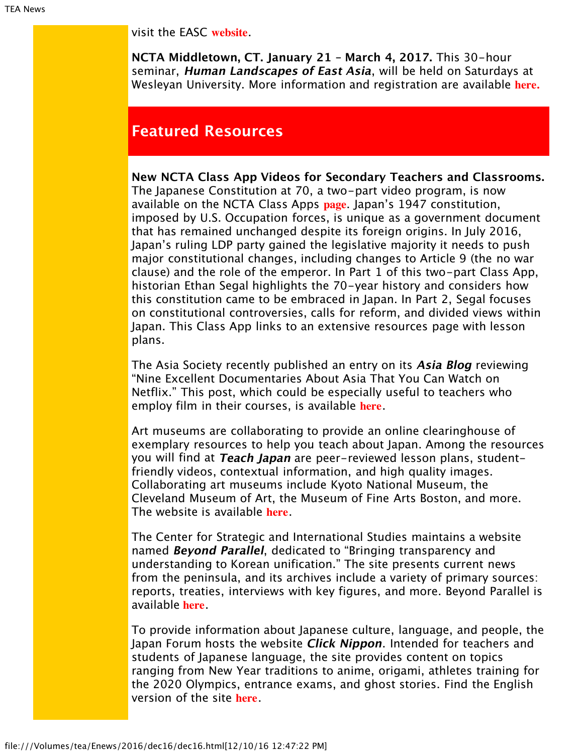visit the EASC **website**.

**NCTA Middletown, CT. January 21 – March 4, 2017.** This 30-hour seminar, ***Human Landscapes of East Asia***, will be held on Saturdays at Wesleyan University. More information and registration are available **here.**

## Featured Resources

**New NCTA Class App Videos for Secondary Teachers and Classrooms.** The Japanese Constitution at 70, a two-part video program, is now available on the NCTA Class Apps **page**. Japan's 1947 constitution, imposed by U.S. Occupation forces, is unique as a government document that has remained unchanged despite its foreign origins. In July 2016, Japan's ruling LDP party gained the legislative majority it needs to push major constitutional changes, including changes to Article 9 (the no war clause) and the role of the emperor. In Part 1 of this two-part Class App, historian Ethan Segal highlights the 70-year history and considers how this constitution came to be embraced in Japan. In Part 2, Segal focuses on constitutional controversies, calls for reform, and divided views within Japan. This Class App links to an extensive resources page with lesson plans.

The Asia Society recently published an entry on its ***Asia Blog*** reviewing "Nine Excellent Documentaries About Asia That You Can Watch on Netflix." This post, which could be especially useful to teachers who employ film in their courses, is available **here**.

Art museums are collaborating to provide an online clearinghouse of exemplary resources to help you teach about Japan. Among the resources you will find at ***Teach Japan*** are peer-reviewed lesson plans, student-friendly videos, contextual information, and high quality images. Collaborating art museums include Kyoto National Museum, the Cleveland Museum of Art, the Museum of Fine Arts Boston, and more. The website is available **here**.

The Center for Strategic and International Studies maintains a website named ***Beyond Parallel***, dedicated to "Bringing transparency and understanding to Korean unification." The site presents current news from the peninsula, and its archives include a variety of primary sources: reports, treaties, interviews with key figures, and more. Beyond Parallel is available **here**.

To provide information about Japanese culture, language, and people, the Japan Forum hosts the website ***Click Nippon***. Intended for teachers and students of Japanese language, the site provides content on topics ranging from New Year traditions to anime, origami, athletes training for the 2020 Olympics, entrance exams, and ghost stories. Find the English version of the site **here**.